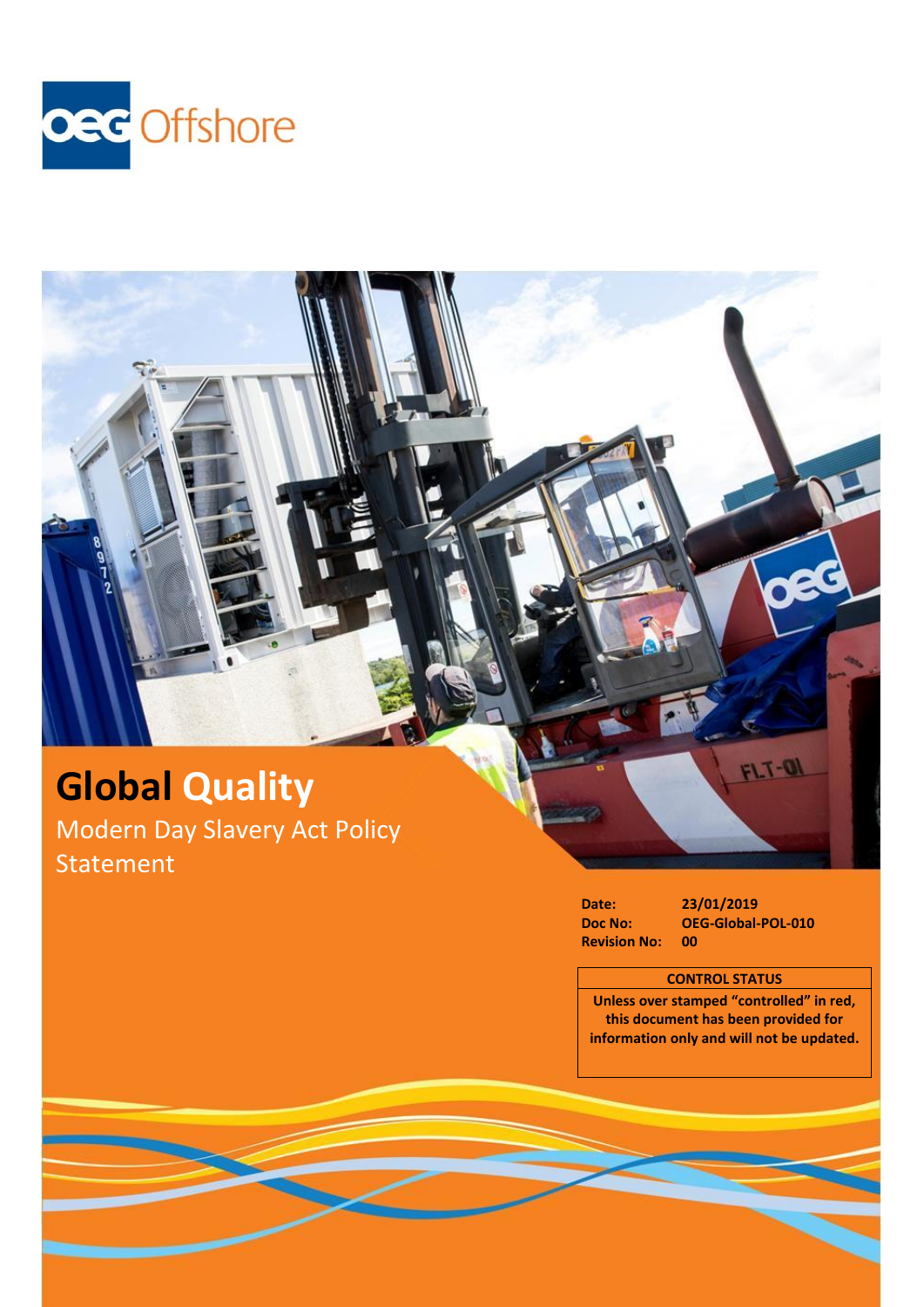OEG Offshore

# Global Quality

## Modern Day Slavery Act Policy Statement

**Date:** 23/01/2019
**Doc No:** OEG-Global-POL-010
**Revision No:** 00

| CONTROL STATUS |
|---|
| Unless over stamped "controlled" in red, this document has been provided for information only and will not be updated. |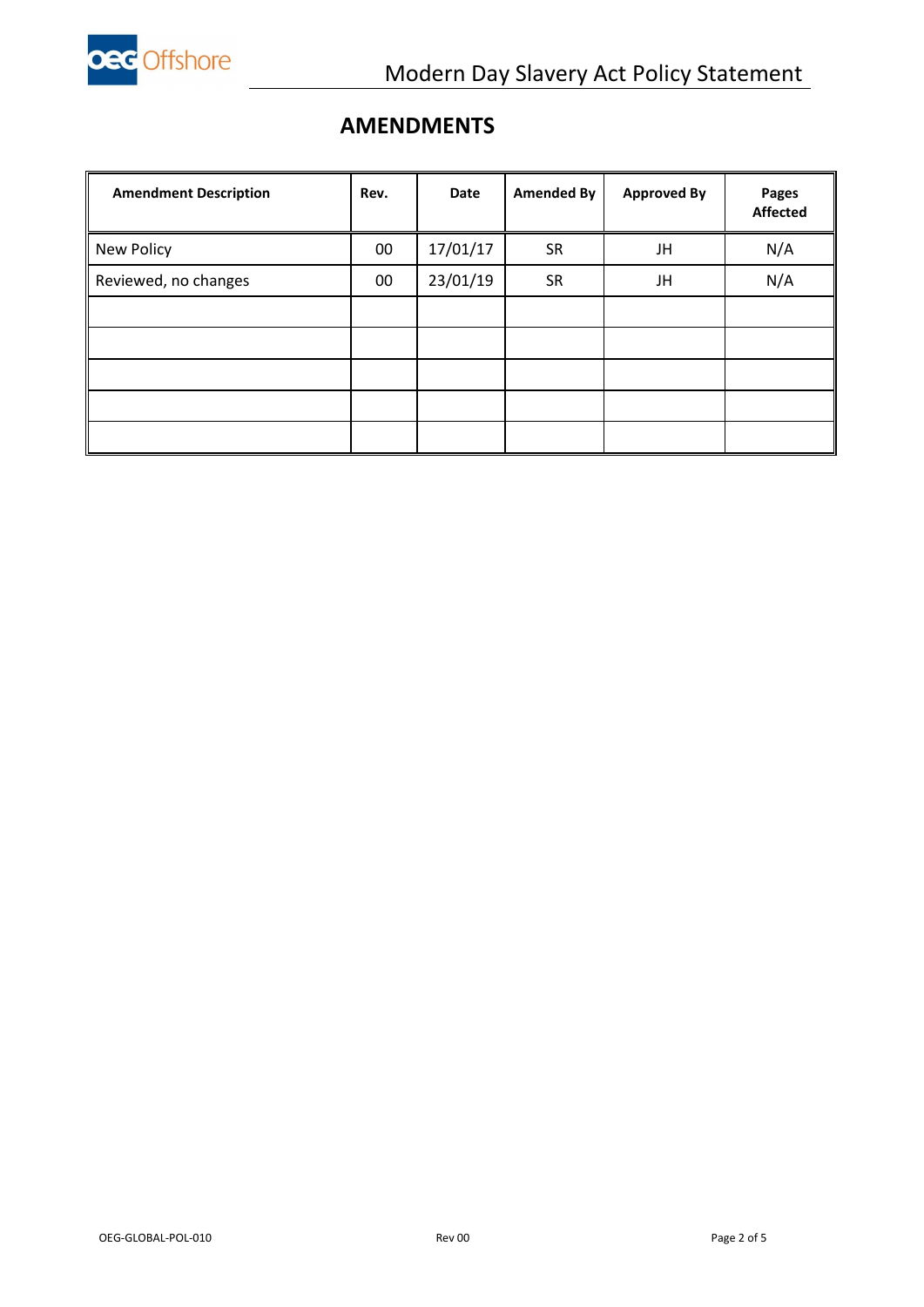## AMENDMENTS

| Amendment Description | Rev. | Date | Amended By | Approved By | Pages Affected |
|---|---|---|---|---|---|
| New Policy | 00 | 17/01/17 | SR | JH | N/A |
| Reviewed, no changes | 00 | 23/01/19 | SR | JH | N/A |
| | | | | | |
| | | | | | |
| | | | | | |
| | | | | | |
| | | | | | |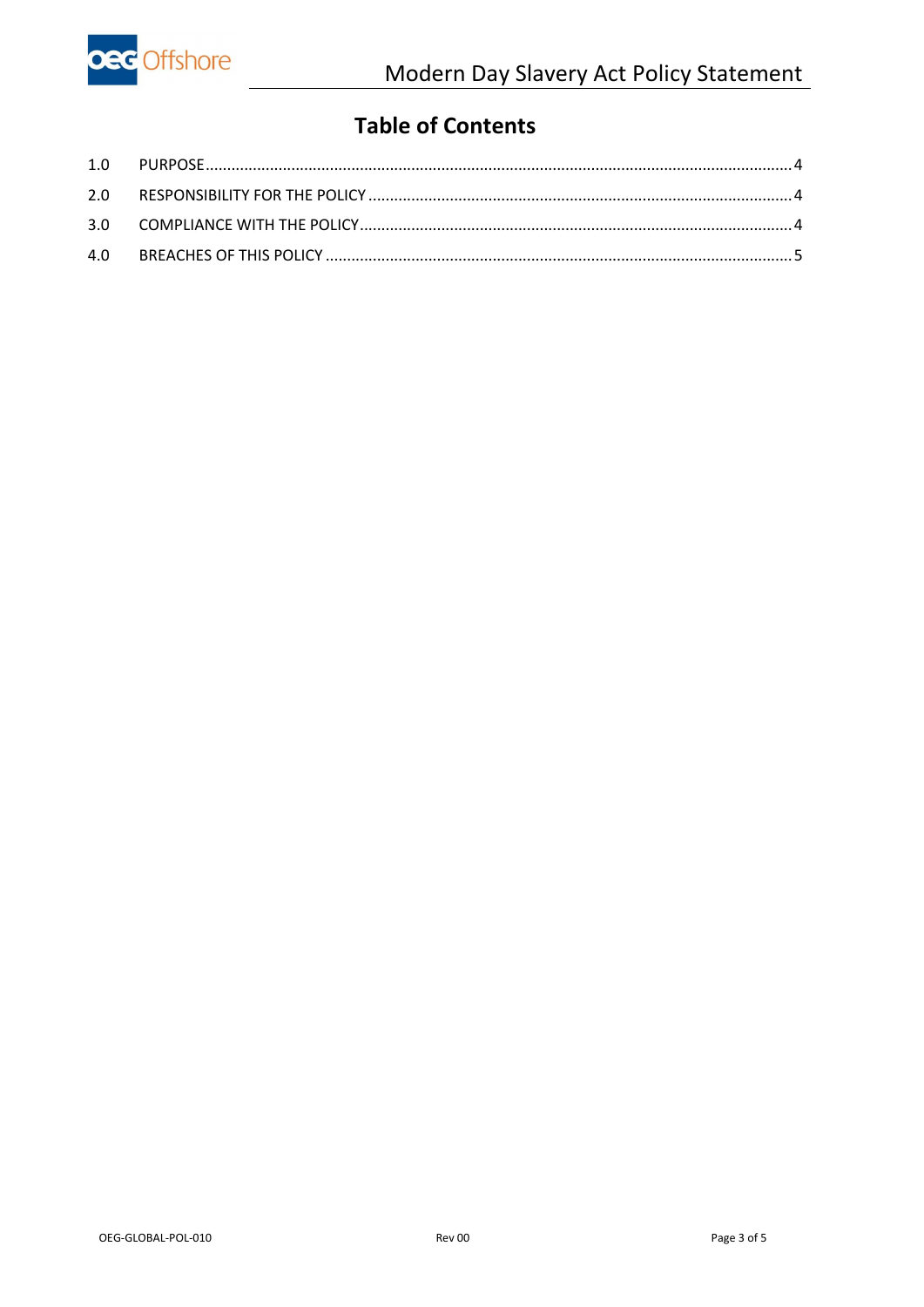# Table of Contents

1.0 PURPOSE ........................................................................................................................................4

2.0 RESPONSIBILITY FOR THE POLICY ..................................................................................................4

3.0 COMPLIANCE WITH THE POLICY.....................................................................................................4

4.0 BREACHES OF THIS POLICY ............................................................................................................5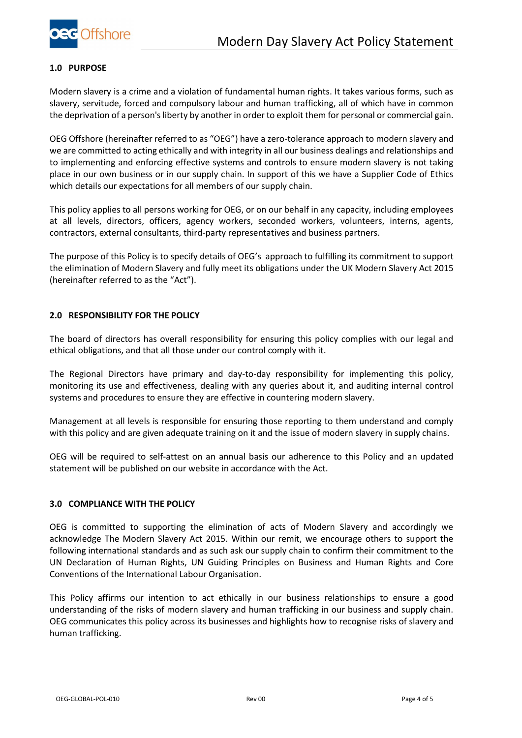## 1.0 PURPOSE

Modern slavery is a crime and a violation of fundamental human rights. It takes various forms, such as slavery, servitude, forced and compulsory labour and human trafficking, all of which have in common the deprivation of a person's liberty by another in order to exploit them for personal or commercial gain.

OEG Offshore (hereinafter referred to as "OEG") have a zero-tolerance approach to modern slavery and we are committed to acting ethically and with integrity in all our business dealings and relationships and to implementing and enforcing effective systems and controls to ensure modern slavery is not taking place in our own business or in our supply chain. In support of this we have a Supplier Code of Ethics which details our expectations for all members of our supply chain.

This policy applies to all persons working for OEG, or on our behalf in any capacity, including employees at all levels, directors, officers, agency workers, seconded workers, volunteers, interns, agents, contractors, external consultants, third-party representatives and business partners.

The purpose of this Policy is to specify details of OEG's approach to fulfilling its commitment to support the elimination of Modern Slavery and fully meet its obligations under the UK Modern Slavery Act 2015 (hereinafter referred to as the "Act").

## 2.0 RESPONSIBILITY FOR THE POLICY

The board of directors has overall responsibility for ensuring this policy complies with our legal and ethical obligations, and that all those under our control comply with it.

The Regional Directors have primary and day-to-day responsibility for implementing this policy, monitoring its use and effectiveness, dealing with any queries about it, and auditing internal control systems and procedures to ensure they are effective in countering modern slavery.

Management at all levels is responsible for ensuring those reporting to them understand and comply with this policy and are given adequate training on it and the issue of modern slavery in supply chains.

OEG will be required to self-attest on an annual basis our adherence to this Policy and an updated statement will be published on our website in accordance with the Act.

## 3.0 COMPLIANCE WITH THE POLICY

OEG is committed to supporting the elimination of acts of Modern Slavery and accordingly we acknowledge The Modern Slavery Act 2015. Within our remit, we encourage others to support the following international standards and as such ask our supply chain to confirm their commitment to the UN Declaration of Human Rights, UN Guiding Principles on Business and Human Rights and Core Conventions of the International Labour Organisation.

This Policy affirms our intention to act ethically in our business relationships to ensure a good understanding of the risks of modern slavery and human trafficking in our business and supply chain. OEG communicates this policy across its businesses and highlights how to recognise risks of slavery and human trafficking.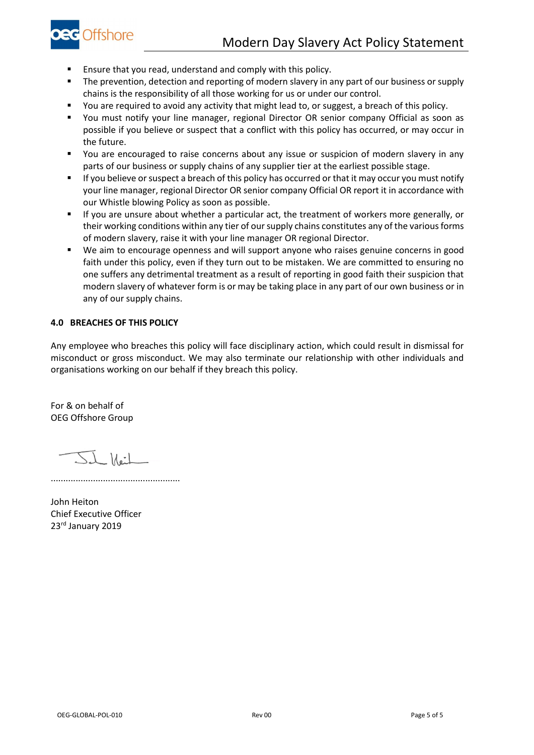- Ensure that you read, understand and comply with this policy.
- The prevention, detection and reporting of modern slavery in any part of our business or supply chains is the responsibility of all those working for us or under our control.
- You are required to avoid any activity that might lead to, or suggest, a breach of this policy.
- You must notify your line manager, regional Director OR senior company Official as soon as possible if you believe or suspect that a conflict with this policy has occurred, or may occur in the future.
- You are encouraged to raise concerns about any issue or suspicion of modern slavery in any parts of our business or supply chains of any supplier tier at the earliest possible stage.
- If you believe or suspect a breach of this policy has occurred or that it may occur you must notify your line manager, regional Director OR senior company Official OR report it in accordance with our Whistle blowing Policy as soon as possible.
- If you are unsure about whether a particular act, the treatment of workers more generally, or their working conditions within any tier of our supply chains constitutes any of the various forms of modern slavery, raise it with your line manager OR regional Director.
- We aim to encourage openness and will support anyone who raises genuine concerns in good faith under this policy, even if they turn out to be mistaken. We are committed to ensuring no one suffers any detrimental treatment as a result of reporting in good faith their suspicion that modern slavery of whatever form is or may be taking place in any part of our own business or in any of our supply chains.

## 4.0 BREACHES OF THIS POLICY

Any employee who breaches this policy will face disciplinary action, which could result in dismissal for misconduct or gross misconduct. We may also terminate our relationship with other individuals and organisations working on our behalf if they breach this policy.

For & on behalf of
OEG Offshore Group

....................................................

John Heiton
Chief Executive Officer
23rd January 2019